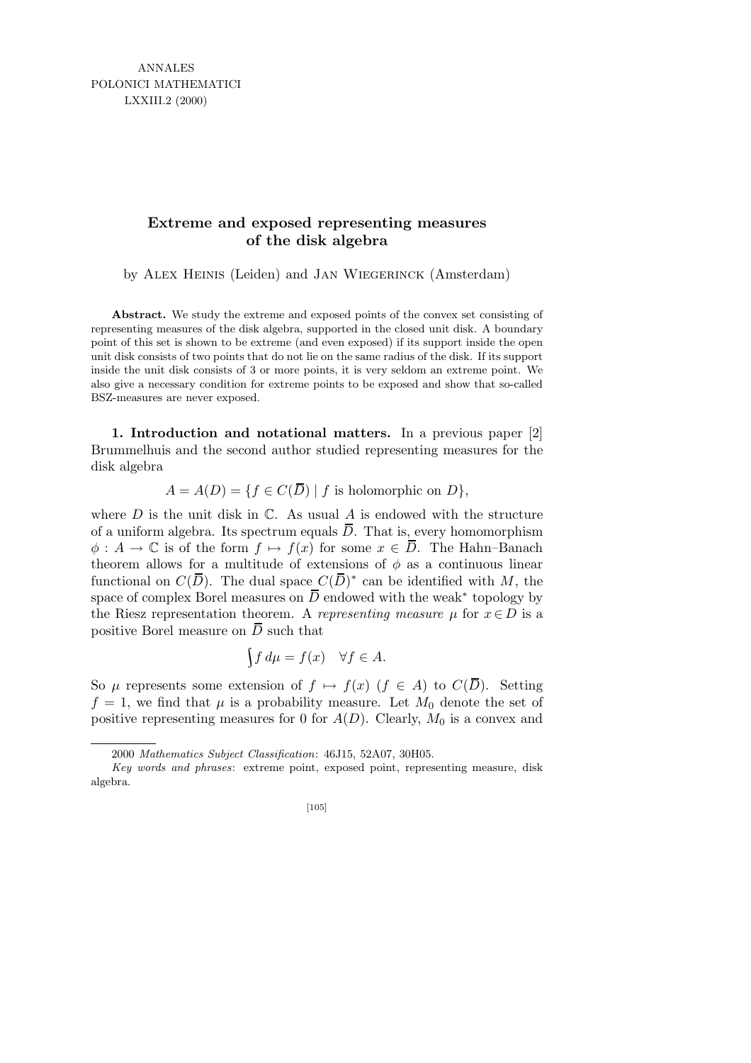ANNALES
POLONICI MATHEMATICI
LXXIII.2 (2000)

# Extreme and exposed representing measures of the disk algebra

by Alex Heinis (Leiden) and Jan Wiegerinck (Amsterdam)

**Abstract.** We study the extreme and exposed points of the convex set consisting of representing measures of the disk algebra, supported in the closed unit disk. A boundary point of this set is shown to be extreme (and even exposed) if its support inside the open unit disk consists of two points that do not lie on the same radius of the disk. If its support inside the unit disk consists of 3 or more points, it is very seldom an extreme point. We also give a necessary condition for extreme points to be exposed and show that so-called BSZ-measures are never exposed.

**1. Introduction and notational matters.** In a previous paper [2] Brummelhuis and the second author studied representing measures for the disk algebra

$$A = A(D) = \{f \in C(\overline{D}) \mid f \text{ is holomorphic on } D\},$$

where $D$ is the unit disk in $\mathbb{C}$. As usual $A$ is endowed with the structure of a uniform algebra. Its spectrum equals $\overline{D}$. That is, every homomorphism $\phi : A \to \mathbb{C}$ is of the form $f \mapsto f(x)$ for some $x \in \overline{D}$. The Hahn–Banach theorem allows for a multitude of extensions of $\phi$ as a continuous linear functional on $C(\overline{D})$. The dual space $C(\overline{D})^*$ can be identified with $M$, the space of complex Borel measures on $\overline{D}$ endowed with the weak$^*$ topology by the Riesz representation theorem. A *representing measure* $\mu$ for $x \in D$ is a positive Borel measure on $\overline{D}$ such that

$$\int f \, d\mu = f(x) \quad \forall f \in A.$$

So $\mu$ represents some extension of $f \mapsto f(x)$ $(f \in A)$ to $C(\overline{D})$. Setting $f = 1$, we find that $\mu$ is a probability measure. Let $M_0$ denote the set of positive representing measures for 0 for $A(D)$. Clearly, $M_0$ is a convex and

---

2000 *Mathematics Subject Classification*: 46J15, 52A07, 30H05.

*Key words and phrases*: extreme point, exposed point, representing measure, disk algebra.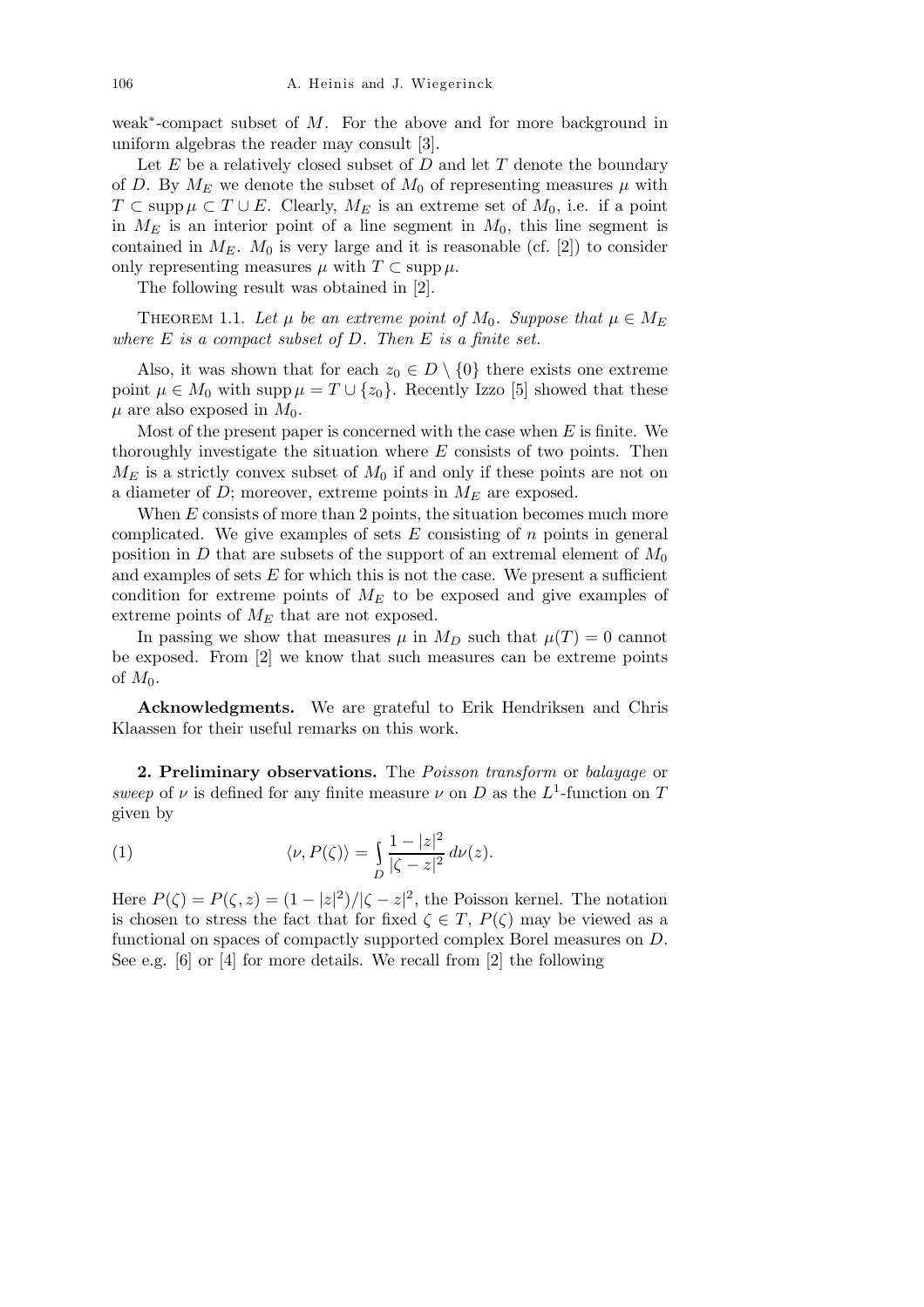weak*-compact subset of $M$. For the above and for more background in uniform algebras the reader may consult [3].

Let $E$ be a relatively closed subset of $D$ and let $T$ denote the boundary of $D$. By $M_E$ we denote the subset of $M_0$ of representing measures $\mu$ with $T \subset \operatorname{supp} \mu \subset T \cup E$. Clearly, $M_E$ is an extreme set of $M_0$, i.e. if a point in $M_E$ is an interior point of a line segment in $M_0$, this line segment is contained in $M_E$. $M_0$ is very large and it is reasonable (cf. [2]) to consider only representing measures $\mu$ with $T \subset \operatorname{supp} \mu$.

The following result was obtained in [2].

THEOREM 1.1. *Let $\mu$ be an extreme point of $M_0$. Suppose that $\mu \in M_E$ where $E$ is a compact subset of $D$. Then $E$ is a finite set.*

Also, it was shown that for each $z_0 \in D \setminus \{0\}$ there exists one extreme point $\mu \in M_0$ with $\operatorname{supp} \mu = T \cup \{z_0\}$. Recently Izzo [5] showed that these $\mu$ are also exposed in $M_0$.

Most of the present paper is concerned with the case when $E$ is finite. We thoroughly investigate the situation where $E$ consists of two points. Then $M_E$ is a strictly convex subset of $M_0$ if and only if these points are not on a diameter of $D$; moreover, extreme points in $M_E$ are exposed.

When $E$ consists of more than 2 points, the situation becomes much more complicated. We give examples of sets $E$ consisting of $n$ points in general position in $D$ that are subsets of the support of an extremal element of $M_0$ and examples of sets $E$ for which this is not the case. We present a sufficient condition for extreme points of $M_E$ to be exposed and give examples of extreme points of $M_E$ that are not exposed.

In passing we show that measures $\mu$ in $M_D$ such that $\mu(T) = 0$ cannot be exposed. From [2] we know that such measures can be extreme points of $M_0$.

**Acknowledgments.** We are grateful to Erik Hendriksen and Chris Klaassen for their useful remarks on this work.

## 2. Preliminary observations.

The *Poisson transform* or *balayage* or *sweep* of $\nu$ is defined for any finite measure $\nu$ on $D$ as the $L^1$-function on $T$ given by

$$\langle \nu, P(\zeta) \rangle = \int_D \frac{1 - |z|^2}{|\zeta - z|^2} \, d\nu(z). \tag{1}$$

Here $P(\zeta) = P(\zeta, z) = (1 - |z|^2)/|\zeta - z|^2$, the Poisson kernel. The notation is chosen to stress the fact that for fixed $\zeta \in T$, $P(\zeta)$ may be viewed as a functional on spaces of compactly supported complex Borel measures on $D$. See e.g. [6] or [4] for more details. We recall from [2] the following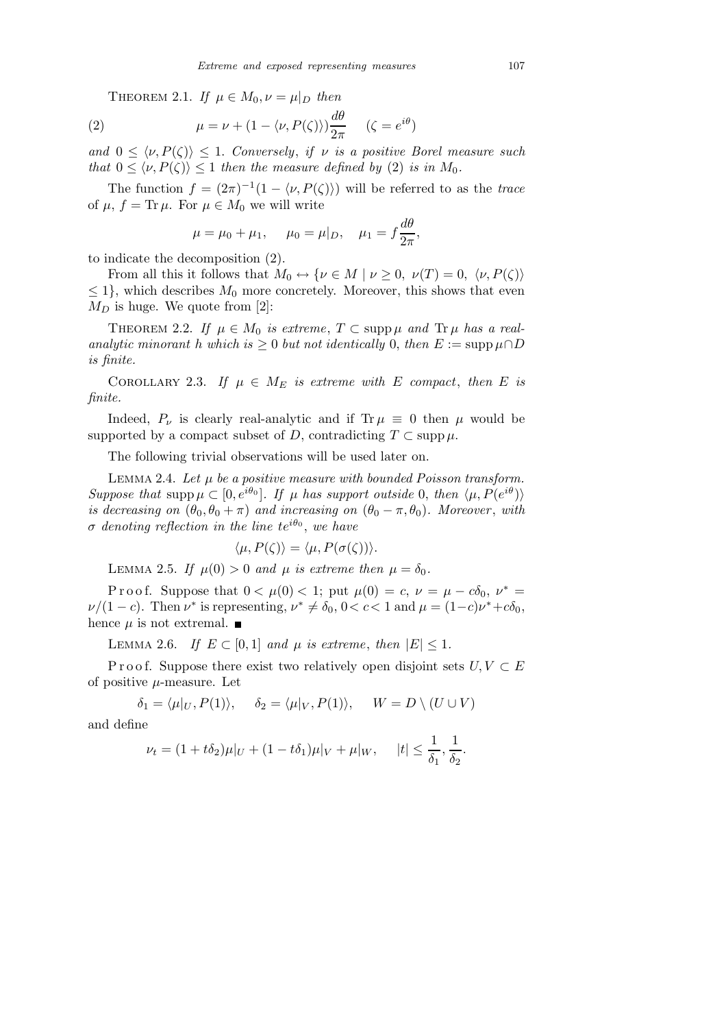Theorem 2.1. *If $\mu \in M_0, \nu = \mu|_D$ then*

$$\mu = \nu + (1 - \langle \nu, P(\zeta)\rangle)\frac{d\theta}{2\pi} \quad (\zeta = e^{i\theta}) \tag{2}$$

*and $0 \le \langle \nu, P(\zeta)\rangle \le 1$. Conversely, if $\nu$ is a positive Borel measure such that $0 \le \langle \nu, P(\zeta)\rangle \le 1$ then the measure defined by* (2) *is in $M_0$.*

The function $f = (2\pi)^{-1}(1 - \langle \nu, P(\zeta)\rangle)$ will be referred to as the *trace* of $\mu$, $f = \operatorname{Tr}\mu$. For $\mu \in M_0$ we will write

$$\mu = \mu_0 + \mu_1, \quad \mu_0 = \mu|_D, \quad \mu_1 = f\frac{d\theta}{2\pi},$$

to indicate the decomposition (2).

From all this it follows that $M_0 \leftrightarrow \{\nu \in M \mid \nu \ge 0,\ \nu(T) = 0,\ \langle \nu, P(\zeta)\rangle \le 1\}$, which describes $M_0$ more concretely. Moreover, this shows that even $M_D$ is huge. We quote from [2]:

Theorem 2.2. *If $\mu \in M_0$ is extreme, $T \subset \operatorname{supp}\mu$ and $\operatorname{Tr}\mu$ has a real-analytic minorant $h$ which is $\ge 0$ but not identically* 0, *then $E := \operatorname{supp}\mu \cap D$ is finite.*

Corollary 2.3. *If $\mu \in M_E$ is extreme with $E$ compact, then $E$ is finite.*

Indeed, $P_\nu$ is clearly real-analytic and if $\operatorname{Tr}\mu \equiv 0$ then $\mu$ would be supported by a compact subset of $D$, contradicting $T \subset \operatorname{supp}\mu$.

The following trivial observations will be used later on.

Lemma 2.4. *Let $\mu$ be a positive measure with bounded Poisson transform. Suppose that $\operatorname{supp}\mu \subset [0, e^{i\theta_0}]$. If $\mu$ has support outside* 0, *then $\langle \mu, P(e^{i\theta})\rangle$ is decreasing on $(\theta_0, \theta_0 + \pi)$ and increasing on $(\theta_0 - \pi, \theta_0)$. Moreover, with $\sigma$ denoting reflection in the line $te^{i\theta_0}$, we have*

$$\langle \mu, P(\zeta)\rangle = \langle \mu, P(\sigma(\zeta))\rangle.$$

Lemma 2.5. *If $\mu(0) > 0$ and $\mu$ is extreme then $\mu = \delta_0$.*

Proof. Suppose that $0 < \mu(0) < 1$; put $\mu(0) = c$, $\nu = \mu - c\delta_0$, $\nu^* = \nu/(1-c)$. Then $\nu^*$ is representing, $\nu^* \ne \delta_0$, $0 < c < 1$ and $\mu = (1-c)\nu^* + c\delta_0$, hence $\mu$ is not extremal. ∎

Lemma 2.6. *If $E \subset [0,1]$ and $\mu$ is extreme, then $|E| \le 1$.*

Proof. Suppose there exist two relatively open disjoint sets $U, V \subset E$ of positive $\mu$-measure. Let

$$\delta_1 = \langle \mu|_U, P(1)\rangle, \quad \delta_2 = \langle \mu|_V, P(1)\rangle, \quad W = D \setminus (U \cup V)$$

and define

$$\nu_t = (1 + t\delta_2)\mu|_U + (1 - t\delta_1)\mu|_V + \mu|_W, \quad |t| \le \frac{1}{\delta_1}, \frac{1}{\delta_2}.$$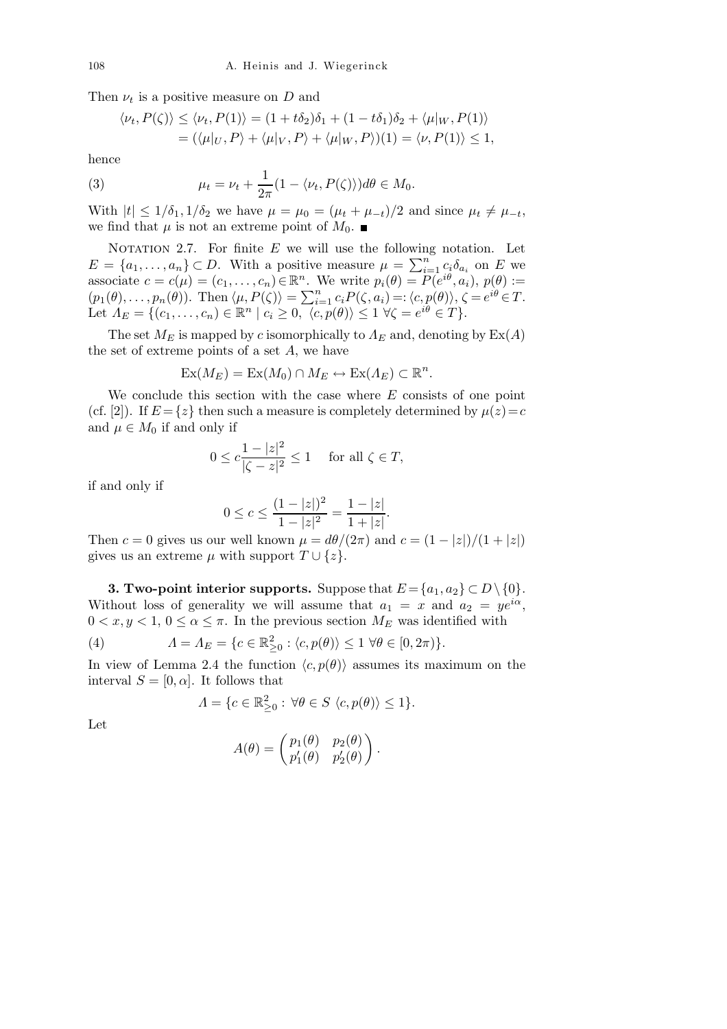Then $\nu_t$ is a positive measure on $D$ and

$$\langle \nu_t, P(\zeta)\rangle \le \langle \nu_t, P(1)\rangle = (1+t\delta_2)\delta_1 + (1-t\delta_1)\delta_2 + \langle \mu|_W, P(1)\rangle$$
$$= (\langle \mu|_U, P\rangle + \langle \mu|_V, P\rangle + \langle \mu|_W, P\rangle)(1) = \langle \nu, P(1)\rangle \le 1,$$

hence

$$\mu_t = \nu_t + \frac{1}{2\pi}(1 - \langle \nu_t, P(\zeta)\rangle)d\theta \in M_0. \tag{3}$$

With $|t| \le 1/\delta_1, 1/\delta_2$ we have $\mu = \mu_0 = (\mu_t + \mu_{-t})/2$ and since $\mu_t \ne \mu_{-t}$, we find that $\mu$ is not an extreme point of $M_0$. ∎

Notation 2.7. For finite $E$ we will use the following notation. Let $E = \{a_1, \ldots, a_n\} \subset D$. With a positive measure $\mu = \sum_{i=1}^n c_i \delta_{a_i}$ on $E$ we associate $c = c(\mu) = (c_1, \ldots, c_n) \in \mathbb{R}^n$. We write $p_i(\theta) = P(e^{i\theta}, a_i)$, $p(\theta) := (p_1(\theta), \ldots, p_n(\theta))$. Then $\langle \mu, P(\zeta)\rangle = \sum_{i=1}^n c_i P(\zeta, a_i) =: \langle c, p(\theta)\rangle$, $\zeta = e^{i\theta} \in T$. Let $\Lambda_E = \{(c_1, \ldots, c_n) \in \mathbb{R}^n \mid c_i \ge 0,\ \langle c, p(\theta)\rangle \le 1\ \forall \zeta = e^{i\theta} \in T\}$.

The set $M_E$ is mapped by $c$ isomorphically to $\Lambda_E$ and, denoting by $\mathrm{Ex}(A)$ the set of extreme points of a set $A$, we have

$$\mathrm{Ex}(M_E) = \mathrm{Ex}(M_0) \cap M_E \leftrightarrow \mathrm{Ex}(\Lambda_E) \subset \mathbb{R}^n.$$

We conclude this section with the case where $E$ consists of one point (cf. [2]). If $E = \{z\}$ then such a measure is completely determined by $\mu(z) = c$ and $\mu \in M_0$ if and only if

$$0 \le c\frac{1-|z|^2}{|\zeta - z|^2} \le 1 \quad \text{for all } \zeta \in T,$$

if and only if

$$0 \le c \le \frac{(1-|z|)^2}{1-|z|^2} = \frac{1-|z|}{1+|z|}.$$

Then $c = 0$ gives us our well known $\mu = d\theta/(2\pi)$ and $c = (1-|z|)/(1+|z|)$ gives us an extreme $\mu$ with support $T \cup \{z\}$.

**3. Two-point interior supports.** Suppose that $E = \{a_1, a_2\} \subset D \setminus \{0\}$. Without loss of generality we will assume that $a_1 = x$ and $a_2 = ye^{i\alpha}$, $0 < x, y < 1$, $0 \le \alpha \le \pi$. In the previous section $M_E$ was identified with

$$\Lambda = \Lambda_E = \{c \in \mathbb{R}^2_{\ge 0} : \langle c, p(\theta)\rangle \le 1\ \forall \theta \in [0, 2\pi)\}. \tag{4}$$

In view of Lemma 2.4 the function $\langle c, p(\theta)\rangle$ assumes its maximum on the interval $S = [0, \alpha]$. It follows that

$$\Lambda = \{c \in \mathbb{R}^2_{\ge 0} : \forall \theta \in S\ \langle c, p(\theta)\rangle \le 1\}.$$

Let

$$A(\theta) = \begin{pmatrix} p_1(\theta) & p_2(\theta) \\ p_1'(\theta) & p_2'(\theta) \end{pmatrix}.$$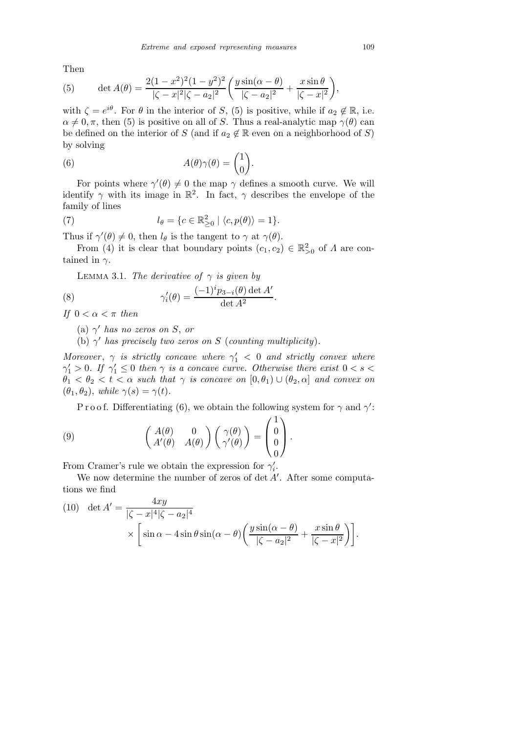Then

$$\text{(5)} \qquad \det A(\theta) = \frac{2(1-x^2)^2(1-y^2)^2}{|\zeta - x|^2|\zeta - a_2|^2}\left(\frac{y\sin(\alpha-\theta)}{|\zeta-a_2|^2} + \frac{x\sin\theta}{|\zeta-x|^2}\right),$$

with $\zeta = e^{i\theta}$. For $\theta$ in the interior of $S$, (5) is positive, while if $a_2 \notin \mathbb{R}$, i.e. $\alpha \neq 0, \pi$, then (5) is positive on all of $S$. Thus a real-analytic map $\gamma(\theta)$ can be defined on the interior of $S$ (and if $a_2 \notin \mathbb{R}$ even on a neighborhood of $S$) by solving

$$\text{(6)} \qquad A(\theta)\gamma(\theta) = \begin{pmatrix} 1 \\ 0 \end{pmatrix}.$$

For points where $\gamma'(\theta) \neq 0$ the map $\gamma$ defines a smooth curve. We will identify $\gamma$ with its image in $\mathbb{R}^2$. In fact, $\gamma$ describes the envelope of the family of lines

$$\text{(7)} \qquad l_\theta = \{c \in \mathbb{R}^2_{\geq 0} \mid \langle c, p(\theta)\rangle = 1\}.$$

Thus if $\gamma'(\theta) \neq 0$, then $l_\theta$ is the tangent to $\gamma$ at $\gamma(\theta)$.

From (4) it is clear that boundary points $(c_1, c_2) \in \mathbb{R}^2_{>0}$ of $\Lambda$ are contained in $\gamma$.

Lemma 3.1. *The derivative of* $\gamma$ *is given by*

$$\text{(8)} \qquad \gamma_i'(\theta) = \frac{(-1)^i p_{3-i}(\theta)\det A'}{\det A^2}.$$

*If* $0 < \alpha < \pi$ *then*

(a) $\gamma'$ *has no zeros on* $S$, *or*

(b) $\gamma'$ *has precisely two zeros on* $S$ (*counting multiplicity*).

*Moreover*, $\gamma$ *is strictly concave where* $\gamma_1' < 0$ *and strictly convex where* $\gamma_1' > 0$. *If* $\gamma_1' \leq 0$ *then* $\gamma$ *is a concave curve. Otherwise there exist* $0 < s < \theta_1 < \theta_2 < t < \alpha$ *such that* $\gamma$ *is concave on* $[0, \theta_1) \cup (\theta_2, \alpha]$ *and convex on* $(\theta_1, \theta_2)$, *while* $\gamma(s) = \gamma(t)$.

Proof. Differentiating (6), we obtain the following system for $\gamma$ and $\gamma'$:

$$\text{(9)} \qquad \begin{pmatrix} A(\theta) & 0 \\ A'(\theta) & A(\theta) \end{pmatrix}\begin{pmatrix} \gamma(\theta) \\ \gamma'(\theta) \end{pmatrix} = \begin{pmatrix} 1 \\ 0 \\ 0 \\ 0 \end{pmatrix}.$$

From Cramer's rule we obtain the expression for $\gamma_i'$.

We now determine the number of zeros of $\det A'$. After some computations we find

$$\text{(10)} \quad \det A' = \frac{4xy}{|\zeta - x|^4|\zeta - a_2|^4} \times \left[\sin\alpha - 4\sin\theta\sin(\alpha-\theta)\left(\frac{y\sin(\alpha-\theta)}{|\zeta-a_2|^2} + \frac{x\sin\theta}{|\zeta-x|^2}\right)\right].$$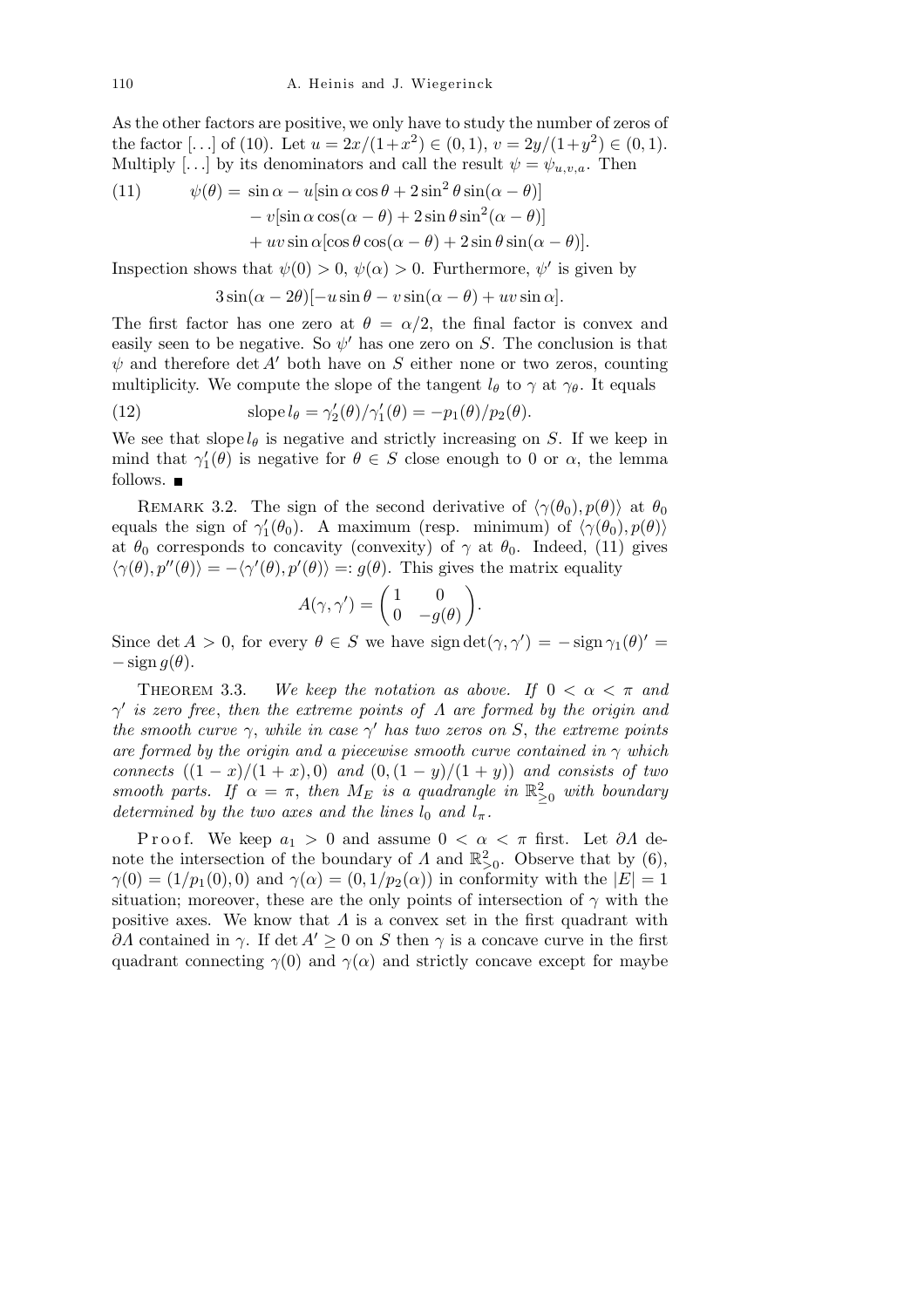As the other factors are positive, we only have to study the number of zeros of the factor $[\ldots]$ of (10). Let $u = 2x/(1+x^2) \in (0,1)$, $v = 2y/(1+y^2) \in (0,1)$. Multiply $[\ldots]$ by its denominators and call the result $\psi = \psi_{u,v,a}$. Then

$$
\begin{aligned}
(11) \qquad \psi(\theta) = {} & \sin\alpha - u[\sin\alpha\cos\theta + 2\sin^2\theta\sin(\alpha-\theta)] \\
& - v[\sin\alpha\cos(\alpha-\theta) + 2\sin\theta\sin^2(\alpha-\theta)] \\
& + uv\sin\alpha[\cos\theta\cos(\alpha-\theta) + 2\sin\theta\sin(\alpha-\theta)].
\end{aligned}
$$

Inspection shows that $\psi(0) > 0$, $\psi(\alpha) > 0$. Furthermore, $\psi'$ is given by

$$
3\sin(\alpha-2\theta)[-u\sin\theta - v\sin(\alpha-\theta) + uv\sin\alpha].
$$

The first factor has one zero at $\theta = \alpha/2$, the final factor is convex and easily seen to be negative. So $\psi'$ has one zero on $S$. The conclusion is that $\psi$ and therefore $\det A'$ both have on $S$ either none or two zeros, counting multiplicity. We compute the slope of the tangent $l_\theta$ to $\gamma$ at $\gamma_\theta$. It equals

$$
(12) \qquad \operatorname{slope} l_\theta = \gamma_2'(\theta)/\gamma_1'(\theta) = -p_1(\theta)/p_2(\theta).
$$

We see that $\operatorname{slope} l_\theta$ is negative and strictly increasing on $S$. If we keep in mind that $\gamma_1'(\theta)$ is negative for $\theta \in S$ close enough to 0 or $\alpha$, the lemma follows. ∎

Remark 3.2. The sign of the second derivative of $\langle\gamma(\theta_0), p(\theta)\rangle$ at $\theta_0$ equals the sign of $\gamma_1'(\theta_0)$. A maximum (resp. minimum) of $\langle\gamma(\theta_0), p(\theta)\rangle$ at $\theta_0$ corresponds to concavity (convexity) of $\gamma$ at $\theta_0$. Indeed, (11) gives $\langle\gamma(\theta), p''(\theta)\rangle = -\langle\gamma'(\theta), p'(\theta)\rangle =: g(\theta)$. This gives the matrix equality

$$
A(\gamma, \gamma') = \begin{pmatrix} 1 & 0 \\ 0 & -g(\theta) \end{pmatrix}.
$$

Since $\det A > 0$, for every $\theta \in S$ we have $\operatorname{sign}\det(\gamma, \gamma') = -\operatorname{sign}\gamma_1(\theta)' = -\operatorname{sign} g(\theta)$.

Theorem 3.3. *We keep the notation as above. If $0 < \alpha < \pi$ and $\gamma'$ is zero free, then the extreme points of $\Lambda$ are formed by the origin and the smooth curve $\gamma$, while in case $\gamma'$ has two zeros on $S$, the extreme points are formed by the origin and a piecewise smooth curve contained in $\gamma$ which connects $((1-x)/(1+x), 0)$ and $(0, (1-y)/(1+y))$ and consists of two smooth parts. If $\alpha = \pi$, then $M_E$ is a quadrangle in $\mathbb{R}^2_{\geq 0}$ with boundary determined by the two axes and the lines $l_0$ and $l_\pi$.*

Proof. We keep $a_1 > 0$ and assume $0 < \alpha < \pi$ first. Let $\partial\Lambda$ denote the intersection of the boundary of $\Lambda$ and $\mathbb{R}^2_{>0}$. Observe that by (6), $\gamma(0) = (1/p_1(0), 0)$ and $\gamma(\alpha) = (0, 1/p_2(\alpha))$ in conformity with the $|E| = 1$ situation; moreover, these are the only points of intersection of $\gamma$ with the positive axes. We know that $\Lambda$ is a convex set in the first quadrant with $\partial\Lambda$ contained in $\gamma$. If $\det A' \geq 0$ on $S$ then $\gamma$ is a concave curve in the first quadrant connecting $\gamma(0)$ and $\gamma(\alpha)$ and strictly concave except for maybe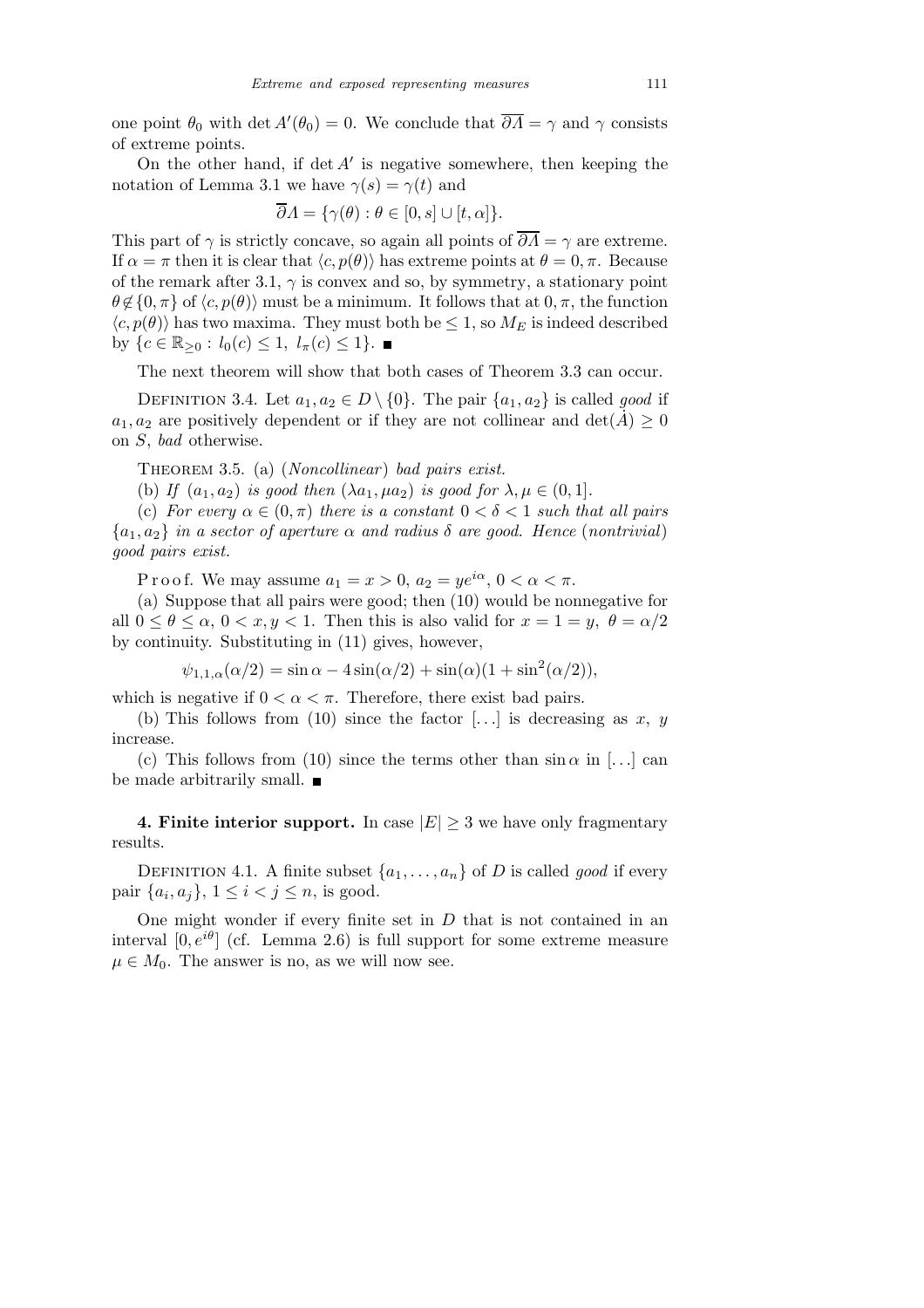one point $\theta_0$ with $\det A'(\theta_0) = 0$. We conclude that $\overline{\partial \Lambda} = \gamma$ and $\gamma$ consists of extreme points.

On the other hand, if $\det A'$ is negative somewhere, then keeping the notation of Lemma 3.1 we have $\gamma(s) = \gamma(t)$ and

$$\overline{\partial}\Lambda = \{\gamma(\theta) : \theta \in [0, s] \cup [t, \alpha]\}.$$

This part of $\gamma$ is strictly concave, so again all points of $\overline{\partial \Lambda} = \gamma$ are extreme. If $\alpha = \pi$ then it is clear that $\langle c, p(\theta)\rangle$ has extreme points at $\theta = 0, \pi$. Because of the remark after 3.1, $\gamma$ is convex and so, by symmetry, a stationary point $\theta \notin \{0, \pi\}$ of $\langle c, p(\theta)\rangle$ must be a minimum. It follows that at $0, \pi$, the function $\langle c, p(\theta)\rangle$ has two maxima. They must both be $\leq 1$, so $M_E$ is indeed described by $\{c \in \mathbb{R}_{\geq 0} : l_0(c) \leq 1,\ l_\pi(c) \leq 1\}$. ■

The next theorem will show that both cases of Theorem 3.3 can occur.

Definition 3.4. Let $a_1, a_2 \in D \setminus \{0\}$. The pair $\{a_1, a_2\}$ is called *good* if $a_1, a_2$ are positively dependent or if they are not collinear and $\det(\dot{A}) \geq 0$ on $S$, *bad* otherwise.

Theorem 3.5. (a) (*Noncollinear*) *bad pairs exist.*

(b) *If* $(a_1, a_2)$ *is good then* $(\lambda a_1, \mu a_2)$ *is good for* $\lambda, \mu \in (0, 1]$.

(c) *For every* $\alpha \in (0, \pi)$ *there is a constant* $0 < \delta < 1$ *such that all pairs* $\{a_1, a_2\}$ *in a sector of aperture* $\alpha$ *and radius* $\delta$ *are good. Hence* (*nontrivial*) *good pairs exist.*

Proof. We may assume $a_1 = x > 0$, $a_2 = ye^{i\alpha}$, $0 < \alpha < \pi$.

(a) Suppose that all pairs were good; then (10) would be nonnegative for all $0 \leq \theta \leq \alpha$, $0 < x, y < 1$. Then this is also valid for $x = 1 = y$, $\theta = \alpha/2$ by continuity. Substituting in (11) gives, however,

$$\psi_{1,1,\alpha}(\alpha/2) = \sin\alpha - 4\sin(\alpha/2) + \sin(\alpha)(1 + \sin^2(\alpha/2)),$$

which is negative if $0 < \alpha < \pi$. Therefore, there exist bad pairs.

(b) This follows from (10) since the factor $[\ldots]$ is decreasing as $x$, $y$ increase.

(c) This follows from (10) since the terms other than $\sin\alpha$ in $[\ldots]$ can be made arbitrarily small. ■

**4. Finite interior support.** In case $|E| \geq 3$ we have only fragmentary results.

Definition 4.1. A finite subset $\{a_1, \ldots, a_n\}$ of $D$ is called *good* if every pair $\{a_i, a_j\}$, $1 \leq i < j \leq n$, is good.

One might wonder if every finite set in $D$ that is not contained in an interval $[0, e^{i\theta}]$ (cf. Lemma 2.6) is full support for some extreme measure $\mu \in M_0$. The answer is no, as we will now see.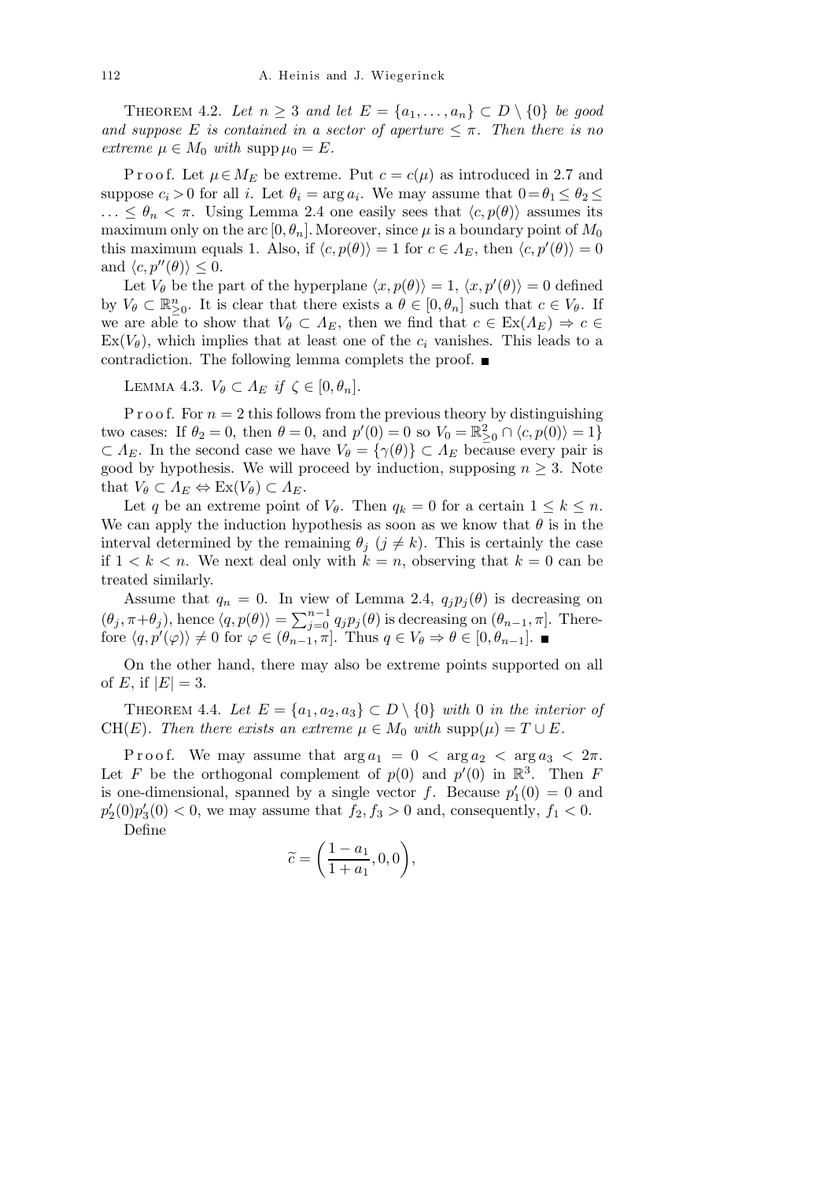THEOREM 4.2. *Let $n \geq 3$ and let $E = \{a_1, \ldots, a_n\} \subset D \setminus \{0\}$ be good and suppose $E$ is contained in a sector of aperture $\leq \pi$. Then there is no extreme $\mu \in M_0$ with* $\operatorname{supp} \mu_0 = E$.

Proof. Let $\mu \in M_E$ be extreme. Put $c = c(\mu)$ as introduced in 2.7 and suppose $c_i > 0$ for all $i$. Let $\theta_i = \arg a_i$. We may assume that $0 = \theta_1 \leq \theta_2 \leq \ldots \leq \theta_n < \pi$. Using Lemma 2.4 one easily sees that $\langle c, p(\theta)\rangle$ assumes its maximum only on the arc $[0, \theta_n]$. Moreover, since $\mu$ is a boundary point of $M_0$ this maximum equals 1. Also, if $\langle c, p(\theta)\rangle = 1$ for $c \in \Lambda_E$, then $\langle c, p'(\theta)\rangle = 0$ and $\langle c, p''(\theta)\rangle \leq 0$.

Let $V_\theta$ be the part of the hyperplane $\langle x, p(\theta)\rangle = 1$, $\langle x, p'(\theta)\rangle = 0$ defined by $V_\theta \subset \mathbb{R}^n_{\geq 0}$. It is clear that there exists a $\theta \in [0, \theta_n]$ such that $c \in V_\theta$. If we are able to show that $V_\theta \subset \Lambda_E$, then we find that $c \in \operatorname{Ex}(\Lambda_E) \Rightarrow c \in \operatorname{Ex}(V_\theta)$, which implies that at least one of the $c_i$ vanishes. This leads to a contradiction. The following lemma complets the proof. ∎

LEMMA 4.3. $V_\theta \subset \Lambda_E$ *if* $\zeta \in [0, \theta_n]$.

Proof. For $n = 2$ this follows from the previous theory by distinguishing two cases: If $\theta_2 = 0$, then $\theta = 0$, and $p'(0) = 0$ so $V_0 = \mathbb{R}^2_{\geq 0} \cap \langle c, p(0)\rangle = 1\}$ $\subset \Lambda_E$. In the second case we have $V_\theta = \{\gamma(\theta)\} \subset \Lambda_E$ because every pair is good by hypothesis. We will proceed by induction, supposing $n \geq 3$. Note that $V_\theta \subset \Lambda_E \Leftrightarrow \operatorname{Ex}(V_\theta) \subset \Lambda_E$.

Let $q$ be an extreme point of $V_\theta$. Then $q_k = 0$ for a certain $1 \leq k \leq n$. We can apply the induction hypothesis as soon as we know that $\theta$ is in the interval determined by the remaining $\theta_j$ ($j \neq k$). This is certainly the case if $1 < k < n$. We next deal only with $k = n$, observing that $k = 0$ can be treated similarly.

Assume that $q_n = 0$. In view of Lemma 2.4, $q_j p_j(\theta)$ is decreasing on $(\theta_j, \pi + \theta_j)$, hence $\langle q, p(\theta)\rangle = \sum_{j=0}^{n-1} q_j p_j(\theta)$ is decreasing on $(\theta_{n-1}, \pi]$. Therefore $\langle q, p'(\varphi)\rangle \neq 0$ for $\varphi \in (\theta_{n-1}, \pi]$. Thus $q \in V_\theta \Rightarrow \theta \in [0, \theta_{n-1}]$. ∎

On the other hand, there may also be extreme points supported on all of $E$, if $|E| = 3$.

THEOREM 4.4. *Let $E = \{a_1, a_2, a_3\} \subset D \setminus \{0\}$ with $0$ in the interior of* $\operatorname{CH}(E)$. *Then there exists an extreme $\mu \in M_0$ with* $\operatorname{supp}(\mu) = T \cup E$.

Proof. We may assume that $\arg a_1 = 0 < \arg a_2 < \arg a_3 < 2\pi$. Let $F$ be the orthogonal complement of $p(0)$ and $p'(0)$ in $\mathbb{R}^3$. Then $F$ is one-dimensional, spanned by a single vector $f$. Because $p'_1(0) = 0$ and $p'_2(0)p'_3(0) < 0$, we may assume that $f_2, f_3 > 0$ and, consequently, $f_1 < 0$.

Define

$$\widetilde{c} = \left(\frac{1 - a_1}{1 + a_1}, 0, 0\right),$$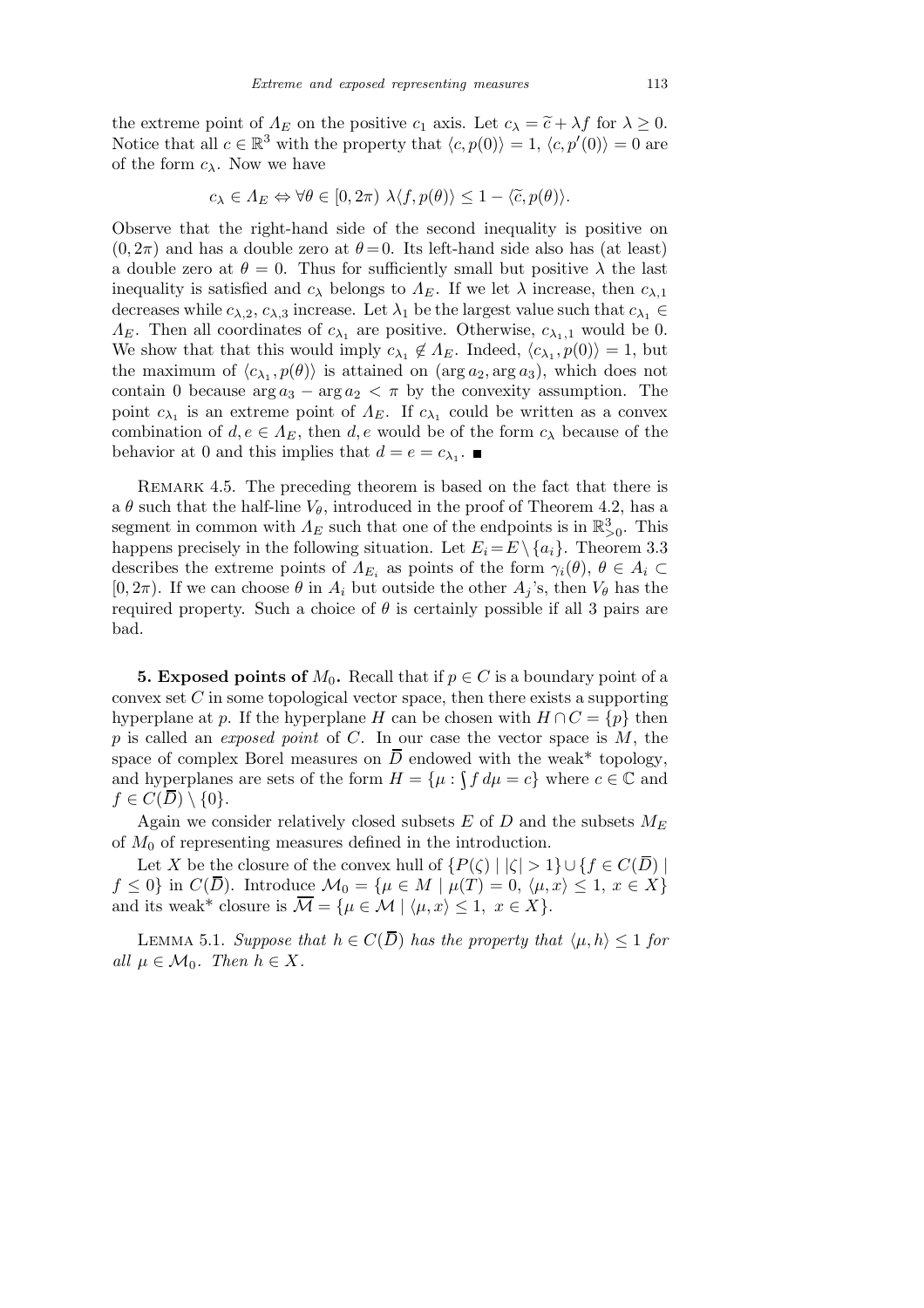the extreme point of $\Lambda_E$ on the positive $c_1$ axis. Let $c_\lambda = \widetilde{c} + \lambda f$ for $\lambda \geq 0$. Notice that all $c \in \mathbb{R}^3$ with the property that $\langle c, p(0)\rangle = 1$, $\langle c, p'(0)\rangle = 0$ are of the form $c_\lambda$. Now we have

$$c_\lambda \in \Lambda_E \Leftrightarrow \forall \theta \in [0, 2\pi)\ \lambda\langle f, p(\theta)\rangle \leq 1 - \langle \widetilde{c}, p(\theta)\rangle.$$

Observe that the right-hand side of the second inequality is positive on $(0, 2\pi)$ and has a double zero at $\theta = 0$. Its left-hand side also has (at least) a double zero at $\theta = 0$. Thus for sufficiently small but positive $\lambda$ the last inequality is satisfied and $c_\lambda$ belongs to $\Lambda_E$. If we let $\lambda$ increase, then $c_{\lambda,1}$ decreases while $c_{\lambda,2}$, $c_{\lambda,3}$ increase. Let $\lambda_1$ be the largest value such that $c_{\lambda_1} \in \Lambda_E$. Then all coordinates of $c_{\lambda_1}$ are positive. Otherwise, $c_{\lambda_1,1}$ would be 0. We show that that this would imply $c_{\lambda_1} \notin \Lambda_E$. Indeed, $\langle c_{\lambda_1}, p(0)\rangle = 1$, but the maximum of $\langle c_{\lambda_1}, p(\theta)\rangle$ is attained on $(\arg a_2, \arg a_3)$, which does not contain 0 because $\arg a_3 - \arg a_2 < \pi$ by the convexity assumption. The point $c_{\lambda_1}$ is an extreme point of $\Lambda_E$. If $c_{\lambda_1}$ could be written as a convex combination of $d, e \in \Lambda_E$, then $d, e$ would be of the form $c_\lambda$ because of the behavior at 0 and this implies that $d = e = c_{\lambda_1}$. ■

Remark 4.5. The preceding theorem is based on the fact that there is a $\theta$ such that the half-line $V_\theta$, introduced in the proof of Theorem 4.2, has a segment in common with $\Lambda_E$ such that one of the endpoints is in $\mathbb{R}^3_{>0}$. This happens precisely in the following situation. Let $E_i = E \setminus \{a_i\}$. Theorem 3.3 describes the extreme points of $\Lambda_{E_i}$ as points of the form $\gamma_i(\theta)$, $\theta \in A_i \subset [0, 2\pi)$. If we can choose $\theta$ in $A_i$ but outside the other $A_j$'s, then $V_\theta$ has the required property. Such a choice of $\theta$ is certainly possible if all 3 pairs are bad.

## 5. Exposed points of $M_0$.

Recall that if $p \in C$ is a boundary point of a convex set $C$ in some topological vector space, then there exists a supporting hyperplane at $p$. If the hyperplane $H$ can be chosen with $H \cap C = \{p\}$ then $p$ is called an *exposed point* of $C$. In our case the vector space is $M$, the space of complex Borel measures on $\overline{D}$ endowed with the weak* topology, and hyperplanes are sets of the form $H = \{\mu : \int f\, d\mu = c\}$ where $c \in \mathbb{C}$ and $f \in C(\overline{D}) \setminus \{0\}$.

Again we consider relatively closed subsets $E$ of $D$ and the subsets $M_E$ of $M_0$ of representing measures defined in the introduction.

Let $X$ be the closure of the convex hull of $\{P(\zeta) \mid |\zeta| > 1\} \cup \{f \in C(\overline{D}) \mid f \leq 0\}$ in $C(\overline{D})$. Introduce $\mathcal{M}_0 = \{\mu \in M \mid \mu(T) = 0,\ \langle \mu, x\rangle \leq 1,\ x \in X\}$ and its weak* closure is $\overline{\mathcal{M}} = \{\mu \in \mathcal{M} \mid \langle \mu, x\rangle \leq 1,\ x \in X\}$.

Lemma 5.1. *Suppose that $h \in C(\overline{D})$ has the property that $\langle \mu, h\rangle \leq 1$ for all $\mu \in \mathcal{M}_0$. Then $h \in X$.*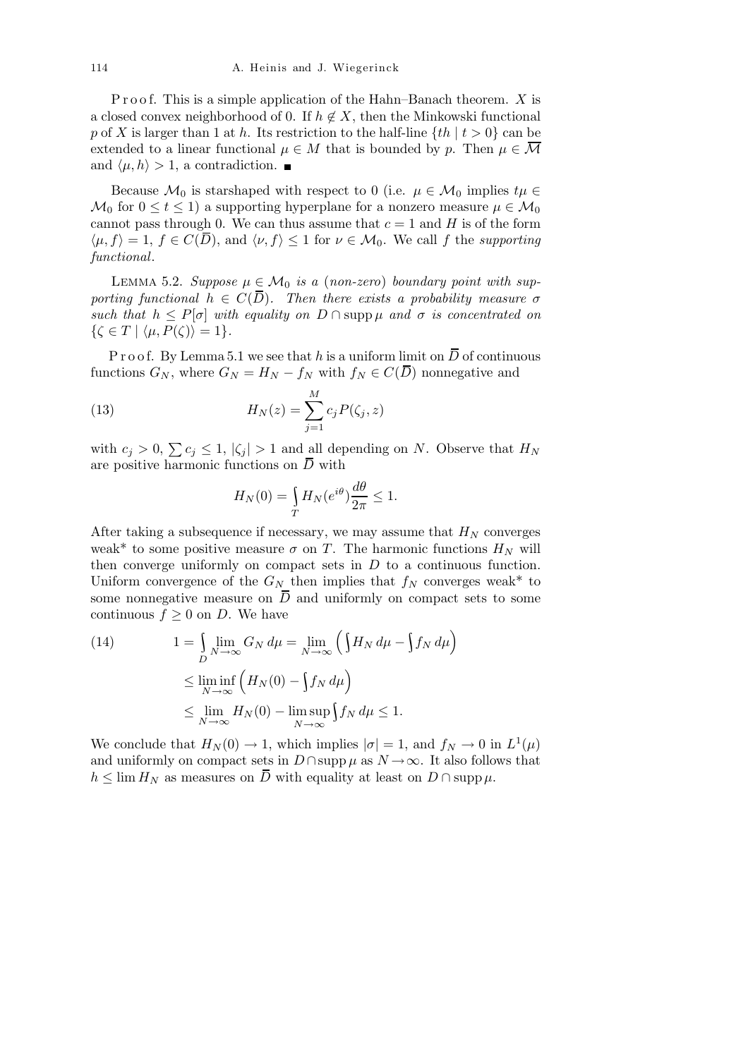Proof. This is a simple application of the Hahn–Banach theorem. $X$ is a closed convex neighborhood of 0. If $h \notin X$, then the Minkowski functional $p$ of $X$ is larger than 1 at $h$. Its restriction to the half-line $\{th \mid t > 0\}$ can be extended to a linear functional $\mu \in M$ that is bounded by $p$. Then $\mu \in \overline{\mathcal{M}}$ and $\langle \mu, h\rangle > 1$, a contradiction. ∎

Because $\mathcal{M}_0$ is starshaped with respect to 0 (i.e. $\mu \in \mathcal{M}_0$ implies $t\mu \in \mathcal{M}_0$ for $0 \le t \le 1$) a supporting hyperplane for a nonzero measure $\mu \in \mathcal{M}_0$ cannot pass through 0. We can thus assume that $c = 1$ and $H$ is of the form $\langle \mu, f\rangle = 1$, $f \in C(\overline{D})$, and $\langle \nu, f\rangle \le 1$ for $\nu \in \mathcal{M}_0$. We call $f$ the *supporting functional*.

Lemma 5.2. *Suppose $\mu \in \mathcal{M}_0$ is a (non-zero) boundary point with supporting functional $h \in C(\overline{D})$. Then there exists a probability measure $\sigma$ such that $h \le P[\sigma]$ with equality on $D \cap \operatorname{supp} \mu$ and $\sigma$ is concentrated on $\{\zeta \in T \mid \langle \mu, P(\zeta)\rangle = 1\}$.*

Proof. By Lemma 5.1 we see that $h$ is a uniform limit on $\overline{D}$ of continuous functions $G_N$, where $G_N = H_N - f_N$ with $f_N \in C(\overline{D})$ nonnegative and

$$H_N(z) = \sum_{j=1}^{M} c_j P(\zeta_j, z) \tag{13}$$

with $c_j > 0$, $\sum c_j \le 1$, $|\zeta_j| > 1$ and all depending on $N$. Observe that $H_N$ are positive harmonic functions on $\overline{D}$ with

$$H_N(0) = \int_T H_N(e^{i\theta}) \frac{d\theta}{2\pi} \le 1.$$

After taking a subsequence if necessary, we may assume that $H_N$ converges weak* to some positive measure $\sigma$ on $T$. The harmonic functions $H_N$ will then converge uniformly on compact sets in $D$ to a continuous function. Uniform convergence of the $G_N$ then implies that $f_N$ converges weak* to some nonnegative measure on $\overline{D}$ and uniformly on compact sets to some continuous $f \ge 0$ on $D$. We have

$$\begin{aligned}
1 &= \int_D \lim_{N\to\infty} G_N \, d\mu = \lim_{N\to\infty} \Big( \int H_N \, d\mu - \int f_N \, d\mu \Big) \\
&\le \liminf_{N\to\infty} \Big( H_N(0) - \int f_N \, d\mu \Big) \\
&\le \lim_{N\to\infty} H_N(0) - \limsup_{N\to\infty} \int f_N \, d\mu \le 1.
\end{aligned} \tag{14}$$

We conclude that $H_N(0) \to 1$, which implies $|\sigma| = 1$, and $f_N \to 0$ in $L^1(\mu)$ and uniformly on compact sets in $D \cap \operatorname{supp} \mu$ as $N \to \infty$. It also follows that $h \le \lim H_N$ as measures on $\overline{D}$ with equality at least on $D \cap \operatorname{supp} \mu$.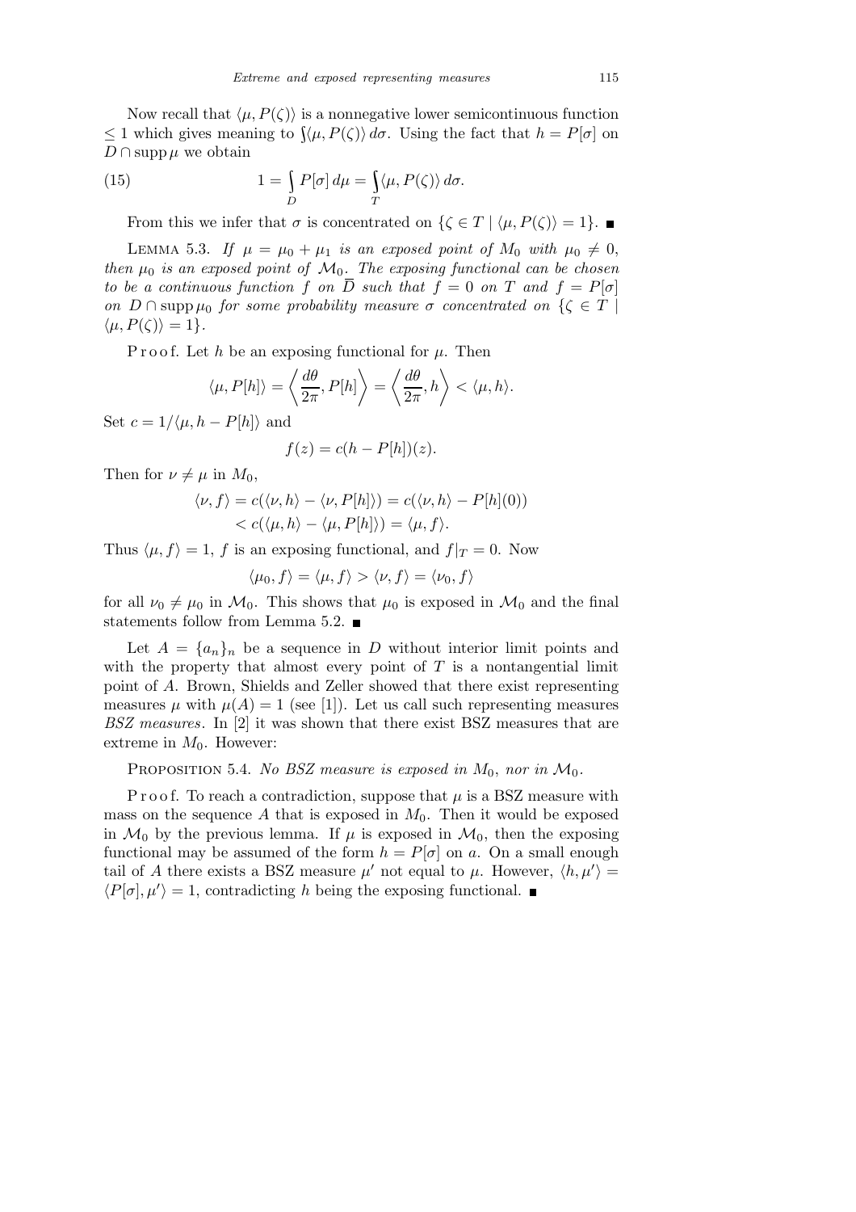Now recall that $\langle \mu, P(\zeta)\rangle$ is a nonnegative lower semicontinuous function $\le 1$ which gives meaning to $\int \langle \mu, P(\zeta)\rangle \, d\sigma$. Using the fact that $h = P[\sigma]$ on $D \cap \operatorname{supp} \mu$ we obtain

$$
1 = \int_D P[\sigma]\, d\mu = \int_T \langle \mu, P(\zeta)\rangle \, d\sigma. \tag{15}
$$

From this we infer that $\sigma$ is concentrated on $\{\zeta \in T \mid \langle \mu, P(\zeta)\rangle = 1\}$. ∎

LEMMA 5.3. *If $\mu = \mu_0 + \mu_1$ is an exposed point of $M_0$ with $\mu_0 \neq 0$, then $\mu_0$ is an exposed point of $\mathcal{M}_0$. The exposing functional can be chosen to be a continuous function $f$ on $\overline{D}$ such that $f = 0$ on $T$ and $f = P[\sigma]$ on $D \cap \operatorname{supp} \mu_0$ for some probability measure $\sigma$ concentrated on $\{\zeta \in T \mid \langle \mu, P(\zeta)\rangle = 1\}$.*

Proof. Let $h$ be an exposing functional for $\mu$. Then

$$
\langle \mu, P[h]\rangle = \left\langle \frac{d\theta}{2\pi}, P[h]\right\rangle = \left\langle \frac{d\theta}{2\pi}, h\right\rangle < \langle \mu, h\rangle.
$$

Set $c = 1/\langle \mu, h - P[h]\rangle$ and

$$
f(z) = c(h - P[h])(z).
$$

Then for $\nu \neq \mu$ in $M_0$,

$$
\begin{aligned}
\langle \nu, f\rangle &= c(\langle \nu, h\rangle - \langle \nu, P[h]\rangle) = c(\langle \nu, h\rangle - P[h](0)) \\
&< c(\langle \mu, h\rangle - \langle \mu, P[h]\rangle) = \langle \mu, f\rangle.
\end{aligned}
$$

Thus $\langle \mu, f\rangle = 1$, $f$ is an exposing functional, and $f|_T = 0$. Now

$$
\langle \mu_0, f\rangle = \langle \mu, f\rangle > \langle \nu, f\rangle = \langle \nu_0, f\rangle
$$

for all $\nu_0 \neq \mu_0$ in $\mathcal{M}_0$. This shows that $\mu_0$ is exposed in $\mathcal{M}_0$ and the final statements follow from Lemma 5.2. ∎

Let $A = \{a_n\}_n$ be a sequence in $D$ without interior limit points and with the property that almost every point of $T$ is a nontangential limit point of $A$. Brown, Shields and Zeller showed that there exist representing measures $\mu$ with $\mu(A) = 1$ (see [1]). Let us call such representing measures *BSZ measures*. In [2] it was shown that there exist BSZ measures that are extreme in $M_0$. However:

PROPOSITION 5.4. *No BSZ measure is exposed in $M_0$, nor in $\mathcal{M}_0$.*

Proof. To reach a contradiction, suppose that $\mu$ is a BSZ measure with mass on the sequence $A$ that is exposed in $M_0$. Then it would be exposed in $\mathcal{M}_0$ by the previous lemma. If $\mu$ is exposed in $\mathcal{M}_0$, then the exposing functional may be assumed of the form $h = P[\sigma]$ on $a$. On a small enough tail of $A$ there exists a BSZ measure $\mu'$ not equal to $\mu$. However, $\langle h, \mu'\rangle = \langle P[\sigma], \mu'\rangle = 1$, contradicting $h$ being the exposing functional. ∎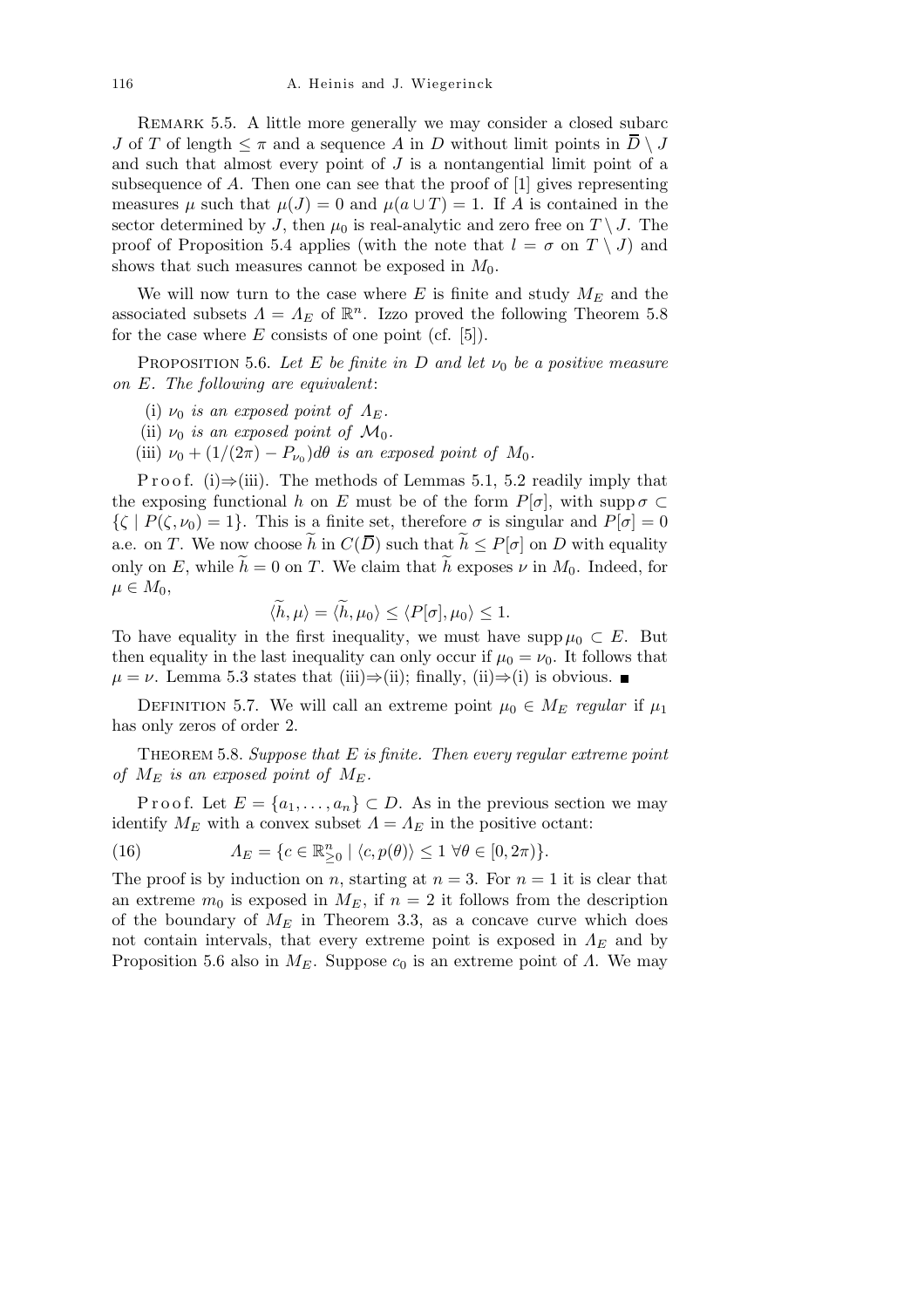REMARK 5.5. A little more generally we may consider a closed subarc $J$ of $T$ of length $\leq \pi$ and a sequence $A$ in $D$ without limit points in $\overline{D} \setminus J$ and such that almost every point of $J$ is a nontangential limit point of a subsequence of $A$. Then one can see that the proof of [1] gives representing measures $\mu$ such that $\mu(J) = 0$ and $\mu(a \cup T) = 1$. If $A$ is contained in the sector determined by $J$, then $\mu_0$ is real-analytic and zero free on $T \setminus J$. The proof of Proposition 5.4 applies (with the note that $l = \sigma$ on $T \setminus J$) and shows that such measures cannot be exposed in $M_0$.

We will now turn to the case where $E$ is finite and study $M_E$ and the associated subsets $\Lambda = \Lambda_E$ of $\mathbb{R}^n$. Izzo proved the following Theorem 5.8 for the case where $E$ consists of one point (cf. [5]).

PROPOSITION 5.6. *Let $E$ be finite in $D$ and let $\nu_0$ be a positive measure on $E$. The following are equivalent*:

(i) *$\nu_0$ is an exposed point of $\Lambda_E$.*

(ii) *$\nu_0$ is an exposed point of $\mathcal{M}_0$.*

(iii) *$\nu_0 + (1/(2\pi) - P_{\nu_0})d\theta$ is an exposed point of $M_0$.*

Proof. (i)$\Rightarrow$(iii). The methods of Lemmas 5.1, 5.2 readily imply that the exposing functional $h$ on $E$ must be of the form $P[\sigma]$, with $\operatorname{supp} \sigma \subset \{\zeta \mid P(\zeta, \nu_0) = 1\}$. This is a finite set, therefore $\sigma$ is singular and $P[\sigma] = 0$ a.e. on $T$. We now choose $\widetilde{h}$ in $C(\overline{D})$ such that $\widetilde{h} \leq P[\sigma]$ on $D$ with equality only on $E$, while $\widetilde{h} = 0$ on $T$. We claim that $\widetilde{h}$ exposes $\nu$ in $M_0$. Indeed, for $\mu \in M_0$,

$$\langle \widetilde{h}, \mu \rangle = \langle \widetilde{h}, \mu_0 \rangle \leq \langle P[\sigma], \mu_0 \rangle \leq 1.$$

To have equality in the first inequality, we must have $\operatorname{supp} \mu_0 \subset E$. But then equality in the last inequality can only occur if $\mu_0 = \nu_0$. It follows that $\mu = \nu$. Lemma 5.3 states that (iii)$\Rightarrow$(ii); finally, (ii)$\Rightarrow$(i) is obvious. $\blacksquare$

DEFINITION 5.7. We will call an extreme point $\mu_0 \in M_E$ *regular* if $\mu_1$ has only zeros of order 2.

THEOREM 5.8. *Suppose that $E$ is finite. Then every regular extreme point of $M_E$ is an exposed point of $M_E$.*

Proof. Let $E = \{a_1, \ldots, a_n\} \subset D$. As in the previous section we may identify $M_E$ with a convex subset $\Lambda = \Lambda_E$ in the positive octant:

$$\Lambda_E = \{c \in \mathbb{R}^n_{\geq 0} \mid \langle c, p(\theta) \rangle \leq 1 \ \forall \theta \in [0, 2\pi)\}. \tag{16}$$

The proof is by induction on $n$, starting at $n = 3$. For $n = 1$ it is clear that an extreme $m_0$ is exposed in $M_E$, if $n = 2$ it follows from the description of the boundary of $M_E$ in Theorem 3.3, as a concave curve which does not contain intervals, that every extreme point is exposed in $\Lambda_E$ and by Proposition 5.6 also in $M_E$. Suppose $c_0$ is an extreme point of $\Lambda$. We may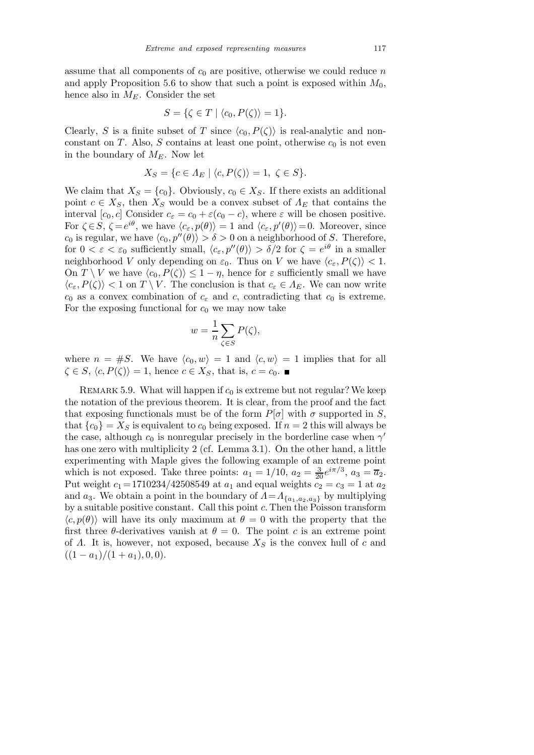assume that all components of $c_0$ are positive, otherwise we could reduce $n$ and apply Proposition 5.6 to show that such a point is exposed within $M_0$, hence also in $M_E$. Consider the set

$$S = \{\zeta \in T \mid \langle c_0, P(\zeta)\rangle = 1\}.$$

Clearly, $S$ is a finite subset of $T$ since $\langle c_0, P(\zeta)\rangle$ is real-analytic and nonconstant on $T$. Also, $S$ contains at least one point, otherwise $c_0$ is not even in the boundary of $M_E$. Now let

$$X_S = \{c \in \Lambda_E \mid \langle c, P(\zeta)\rangle = 1,\ \zeta \in S\}.$$

We claim that $X_S = \{c_0\}$. Obviously, $c_0 \in X_S$. If there exists an additional point $c \in X_S$, then $X_S$ would be a convex subset of $\Lambda_E$ that contains the interval $[c_0, c]$ Consider $c_\varepsilon = c_0 + \varepsilon(c_0 - c)$, where $\varepsilon$ will be chosen positive. For $\zeta \in S$, $\zeta = e^{i\theta}$, we have $\langle c_\varepsilon, p(\theta)\rangle = 1$ and $\langle c_\varepsilon, p'(\theta)\rangle = 0$. Moreover, since $c_0$ is regular, we have $\langle c_0, p''(\theta)\rangle > \delta > 0$ on a neighborhood of $S$. Therefore, for $0 < \varepsilon < \varepsilon_0$ sufficiently small, $\langle c_\varepsilon, p''(\theta)\rangle > \delta/2$ for $\zeta = e^{i\theta}$ in a smaller neighborhood $V$ only depending on $\varepsilon_0$. Thus on $V$ we have $\langle c_\varepsilon, P(\zeta)\rangle < 1$. On $T \setminus V$ we have $\langle c_0, P(\zeta)\rangle \le 1 - \eta$, hence for $\varepsilon$ sufficiently small we have $\langle c_\varepsilon, P(\zeta)\rangle < 1$ on $T \setminus V$. The conclusion is that $c_\varepsilon \in \Lambda_E$. We can now write $c_0$ as a convex combination of $c_\varepsilon$ and $c$, contradicting that $c_0$ is extreme. For the exposing functional for $c_0$ we may now take

$$w = \frac{1}{n}\sum_{\zeta \in S} P(\zeta),$$

where $n = \#S$. We have $\langle c_0, w\rangle = 1$ and $\langle c, w\rangle = 1$ implies that for all $\zeta \in S$, $\langle c, P(\zeta)\rangle = 1$, hence $c \in X_S$, that is, $c = c_0$. ■

REMARK 5.9. What will happen if $c_0$ is extreme but not regular? We keep the notation of the previous theorem. It is clear, from the proof and the fact that exposing functionals must be of the form $P[\sigma]$ with $\sigma$ supported in $S$, that $\{c_0\} = X_S$ is equivalent to $c_0$ being exposed. If $n = 2$ this will always be the case, although $c_0$ is nonregular precisely in the borderline case when $\gamma'$ has one zero with multiplicity 2 (cf. Lemma 3.1). On the other hand, a little experimenting with Maple gives the following example of an extreme point which is not exposed. Take three points: $a_1 = 1/10$, $a_2 = \frac{3}{20}e^{i\pi/3}$, $a_3 = \overline{a}_2$. Put weight $c_1 = 1710234/42508549$ at $a_1$ and equal weights $c_2 = c_3 = 1$ at $a_2$ and $a_3$. We obtain a point in the boundary of $\Lambda = \Lambda_{\{a_1,a_2,a_3\}}$ by multiplying by a suitable positive constant. Call this point $c$. Then the Poisson transform $\langle c, p(\theta)\rangle$ will have its only maximum at $\theta = 0$ with the property that the first three $\theta$-derivatives vanish at $\theta = 0$. The point $c$ is an extreme point of $\Lambda$. It is, however, not exposed, because $X_S$ is the convex hull of $c$ and $((1 - a_1)/(1 + a_1), 0, 0)$.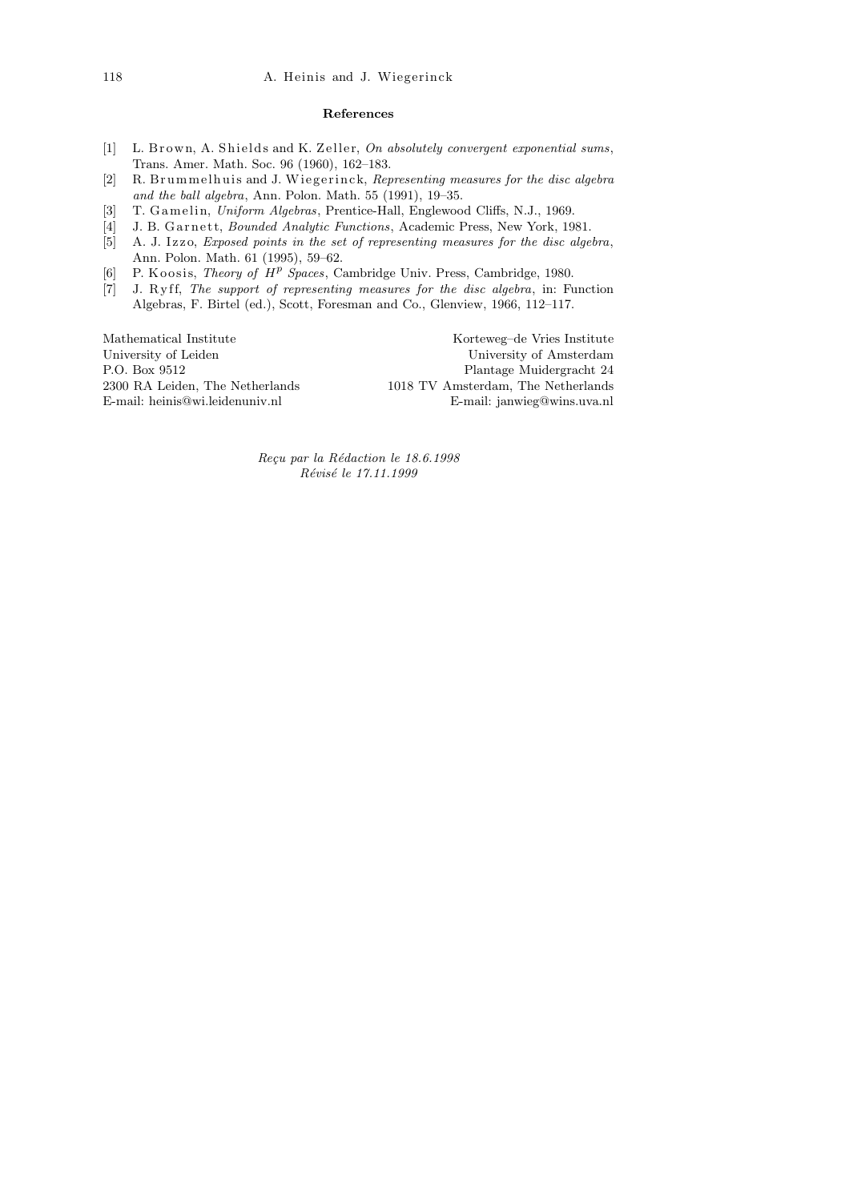## References

[1] L. Brown, A. Shields and K. Zeller, *On absolutely convergent exponential sums*, Trans. Amer. Math. Soc. 96 (1960), 162–183.

[2] R. Brummelhuis and J. Wiegerinck, *Representing measures for the disc algebra and the ball algebra*, Ann. Polon. Math. 55 (1991), 19–35.

[3] T. Gamelin, *Uniform Algebras*, Prentice-Hall, Englewood Cliffs, N.J., 1969.

[4] J. B. Garnett, *Bounded Analytic Functions*, Academic Press, New York, 1981.

[5] A. J. Izzo, *Exposed points in the set of representing measures for the disc algebra*, Ann. Polon. Math. 61 (1995), 59–62.

[6] P. Koosis, *Theory of $H^p$ Spaces*, Cambridge Univ. Press, Cambridge, 1980.

[7] J. Ryff, *The support of representing measures for the disc algebra*, in: Function Algebras, F. Birtel (ed.), Scott, Foresman and Co., Glenview, 1966, 112–117.

Mathematical Institute
University of Leiden
P.O. Box 9512
2300 RA Leiden, The Netherlands
E-mail: heinis@wi.leidenuniv.nl

Korteweg–de Vries Institute
University of Amsterdam
Plantage Muidergracht 24
1018 TV Amsterdam, The Netherlands
E-mail: janwieg@wins.uva.nl

*Reçu par la Rédaction le 18.6.1998*
*Révisé le 17.11.1999*